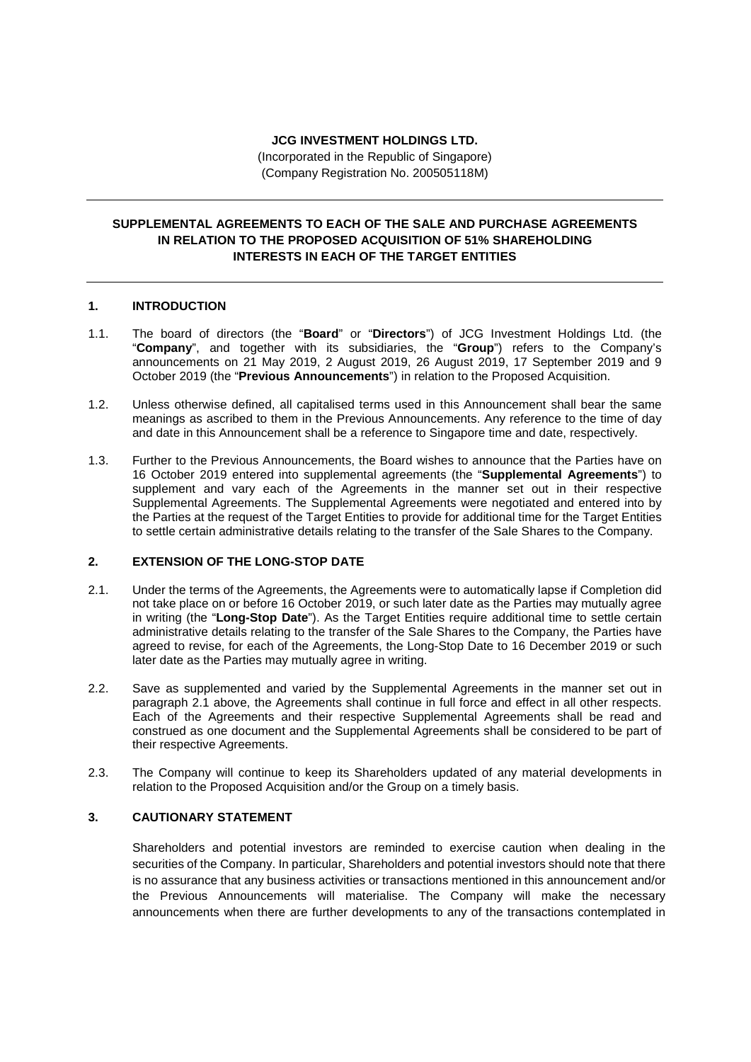**JCG INVESTMENT HOLDINGS LTD.**

(Incorporated in the Republic of Singapore)
(Company Registration No. 200505118M)

---

**SUPPLEMENTAL AGREEMENTS TO EACH OF THE SALE AND PURCHASE AGREEMENTS IN RELATION TO THE PROPOSED ACQUISITION OF 51% SHAREHOLDING INTERESTS IN EACH OF THE TARGET ENTITIES**

---

## 1. INTRODUCTION

1.1. The board of directors (the "**Board**" or "**Directors**") of JCG Investment Holdings Ltd. (the "**Company**", and together with its subsidiaries, the "**Group**") refers to the Company's announcements on 21 May 2019, 2 August 2019, 26 August 2019, 17 September 2019 and 9 October 2019 (the "**Previous Announcements**") in relation to the Proposed Acquisition.

1.2. Unless otherwise defined, all capitalised terms used in this Announcement shall bear the same meanings as ascribed to them in the Previous Announcements. Any reference to the time of day and date in this Announcement shall be a reference to Singapore time and date, respectively.

1.3. Further to the Previous Announcements, the Board wishes to announce that the Parties have on 16 October 2019 entered into supplemental agreements (the "**Supplemental Agreements**") to supplement and vary each of the Agreements in the manner set out in their respective Supplemental Agreements. The Supplemental Agreements were negotiated and entered into by the Parties at the request of the Target Entities to provide for additional time for the Target Entities to settle certain administrative details relating to the transfer of the Sale Shares to the Company.

## 2. EXTENSION OF THE LONG-STOP DATE

2.1. Under the terms of the Agreements, the Agreements were to automatically lapse if Completion did not take place on or before 16 October 2019, or such later date as the Parties may mutually agree in writing (the "**Long-Stop Date**"). As the Target Entities require additional time to settle certain administrative details relating to the transfer of the Sale Shares to the Company, the Parties have agreed to revise, for each of the Agreements, the Long-Stop Date to 16 December 2019 or such later date as the Parties may mutually agree in writing.

2.2. Save as supplemented and varied by the Supplemental Agreements in the manner set out in paragraph 2.1 above, the Agreements shall continue in full force and effect in all other respects. Each of the Agreements and their respective Supplemental Agreements shall be read and construed as one document and the Supplemental Agreements shall be considered to be part of their respective Agreements.

2.3. The Company will continue to keep its Shareholders updated of any material developments in relation to the Proposed Acquisition and/or the Group on a timely basis.

## 3. CAUTIONARY STATEMENT

Shareholders and potential investors are reminded to exercise caution when dealing in the securities of the Company. In particular, Shareholders and potential investors should note that there is no assurance that any business activities or transactions mentioned in this announcement and/or the Previous Announcements will materialise. The Company will make the necessary announcements when there are further developments to any of the transactions contemplated in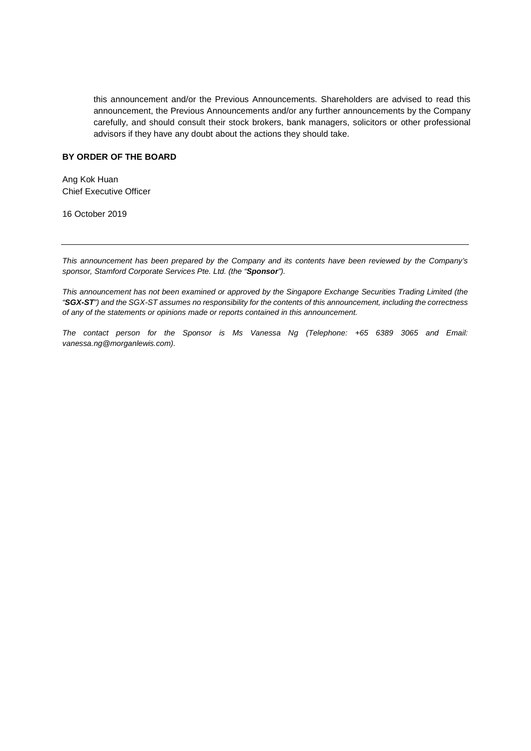this announcement and/or the Previous Announcements. Shareholders are advised to read this announcement, the Previous Announcements and/or any further announcements by the Company carefully, and should consult their stock brokers, bank managers, solicitors or other professional advisors if they have any doubt about the actions they should take.

**BY ORDER OF THE BOARD**

Ang Kok Huan
Chief Executive Officer

16 October 2019

---

*This announcement has been prepared by the Company and its contents have been reviewed by the Company's sponsor, Stamford Corporate Services Pte. Ltd. (the "**Sponsor**").*

*This announcement has not been examined or approved by the Singapore Exchange Securities Trading Limited (the "**SGX-ST**") and the SGX-ST assumes no responsibility for the contents of this announcement, including the correctness of any of the statements or opinions made or reports contained in this announcement.*

*The contact person for the Sponsor is Ms Vanessa Ng (Telephone: +65 6389 3065 and Email: vanessa.ng@morganlewis.com).*